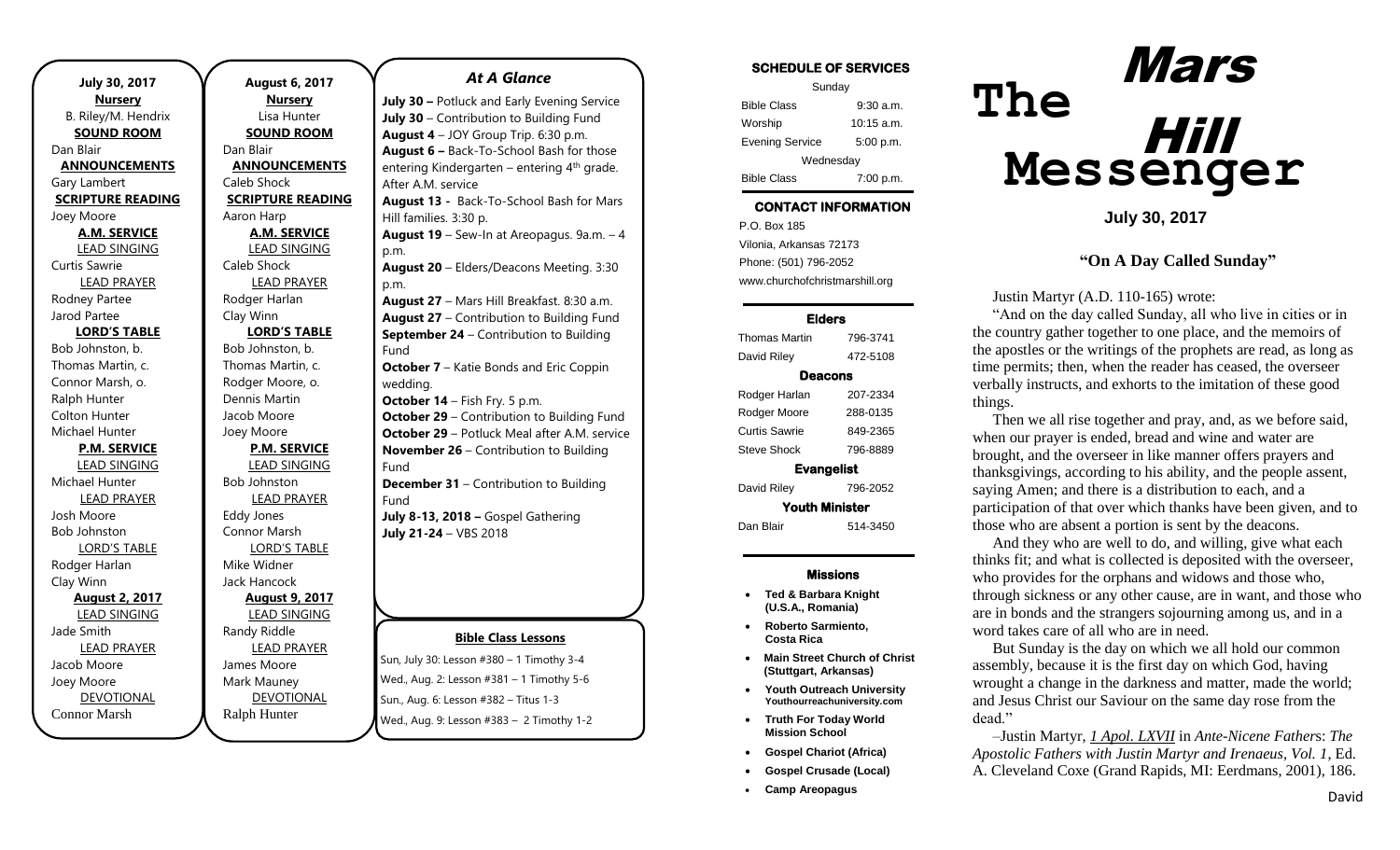**July 30, 2017**

**Nursery**
B. Riley/M. Hendrix

**SOUND ROOM**
Dan Blair

**ANNOUNCEMENTS**
Gary Lambert

**SCRIPTURE READING**
Joey Moore

**A.M. SERVICE**

LEAD SINGING
Curtis Sawrie

LEAD PRAYER
Rodney Partee
Jarod Partee

**LORD'S TABLE**
Bob Johnston, b.
Thomas Martin, c.
Connor Marsh, o.
Ralph Hunter
Colton Hunter
Michael Hunter

**P.M. SERVICE**

LEAD SINGING
Michael Hunter

LEAD PRAYER
Josh Moore
Bob Johnston

LORD'S TABLE
Rodger Harlan
Clay Winn

**August 2, 2017**

LEAD SINGING
Jade Smith

LEAD PRAYER
Jacob Moore
Joey Moore

DEVOTIONAL
Connor Marsh

**August 6, 2017**

**Nursery**
Lisa Hunter

**SOUND ROOM**
Dan Blair

**ANNOUNCEMENTS**
Caleb Shock

**SCRIPTURE READING**
Aaron Harp

**A.M. SERVICE**

LEAD SINGING
Caleb Shock

LEAD PRAYER
Rodger Harlan
Clay Winn

**LORD'S TABLE**
Bob Johnston, b.
Thomas Martin, c.
Rodger Moore, o.
Dennis Martin
Jacob Moore
Joey Moore

**P.M. SERVICE**

LEAD SINGING
Bob Johnston

LEAD PRAYER
Eddy Jones
Connor Marsh

LORD'S TABLE
Mike Widner
Jack Hancock

**August 9, 2017**

LEAD SINGING
Randy Riddle

LEAD PRAYER
James Moore
Mark Mauney

DEVOTIONAL
Ralph Hunter

## *At A Glance*

**July 30 –** Potluck and Early Evening Service
**July 30** – Contribution to Building Fund
**August 4** – JOY Group Trip. 6:30 p.m.
**August 6 –** Back-To-School Bash for those entering Kindergarten – entering 4th grade. After A.M. service
**August 13 -** Back-To-School Bash for Mars Hill families. 3:30 p.m.
**August 19** – Sew-In at Areopagus. 9a.m. – 4 p.m.
**August 20** – Elders/Deacons Meeting. 3:30 p.m.
**August 27** – Mars Hill Breakfast. 8:30 a.m.
**August 27** – Contribution to Building Fund
**September 24** – Contribution to Building Fund
**October 7** – Katie Bonds and Eric Coppin wedding.
**October 14** – Fish Fry. 5 p.m.
**October 29** – Contribution to Building Fund
**October 29** – Potluck Meal after A.M. service
**November 26** – Contribution to Building Fund
**December 31** – Contribution to Building Fund
**July 8-13, 2018 –** Gospel Gathering
**July 21-24** – VBS 2018

**Bible Class Lessons**

Sun, July 30: Lesson #380 – 1 Timothy 3-4
Wed., Aug. 2: Lesson #381 – 1 Timothy 5-6
Sun., Aug. 6: Lesson #382 – Titus 1-3
Wed., Aug. 9: Lesson #383 – 2 Timothy 1-2

**SCHEDULE OF SERVICES**

| Sunday | |
|---|---|
| Bible Class | 9:30 a.m. |
| Worship | 10:15 a.m. |
| Evening Service | 5:00 p.m. |
| Wednesday | |
| Bible Class | 7:00 p.m. |

**CONTACT INFORMATION**

P.O. Box 185
Vilonia, Arkansas 72173
Phone: (501) 796-2052
www.churchofchristmarshill.org

**Elders**

| | |
|---|---|
| Thomas Martin | 796-3741 |
| David Riley | 472-5108 |

**Deacons**

| | |
|---|---|
| Rodger Harlan | 207-2334 |
| Rodger Moore | 288-0135 |
| Curtis Sawrie | 849-2365 |
| Steve Shock | 796-8889 |

**Evangelist**

| | |
|---|---|
| David Riley | 796-2052 |

**Youth Minister**

| | |
|---|---|
| Dan Blair | 514-3450 |

**Missions**

- **Ted & Barbara Knight (U.S.A., Romania)**
- **Roberto Sarmiento, Costa Rica**
- **Main Street Church of Christ (Stuttgart, Arkansas)**
- **Youth Outreach University Youthourreachuniversity.com**
- **Truth For Today World Mission School**
- **Gospel Chariot (Africa)**
- **Gospel Crusade (Local)**
- **Camp Areopagus**

# The Mars Hill Messenger

**July 30, 2017**

## "On A Day Called Sunday"

Justin Martyr (A.D. 110-165) wrote:

"And on the day called Sunday, all who live in cities or in the country gather together to one place, and the memoirs of the apostles or the writings of the prophets are read, as long as time permits; then, when the reader has ceased, the overseer verbally instructs, and exhorts to the imitation of these good things.

Then we all rise together and pray, and, as we before said, when our prayer is ended, bread and wine and water are brought, and the overseer in like manner offers prayers and thanksgivings, according to his ability, and the people assent, saying Amen; and there is a distribution to each, and a participation of that over which thanks have been given, and to those who are absent a portion is sent by the deacons.

And they who are well to do, and willing, give what each thinks fit; and what is collected is deposited with the overseer, who provides for the orphans and widows and those who, through sickness or any other cause, are in want, and those who are in bonds and the strangers sojourning among us, and in a word takes care of all who are in need.

But Sunday is the day on which we all hold our common assembly, because it is the first day on which God, having wrought a change in the darkness and matter, made the world; and Jesus Christ our Saviour on the same day rose from the dead."

–Justin Martyr, *1 Apol. LXVII* in *Ante-Nicene Fathers*: *The Apostolic Fathers with Justin Martyr and Irenaeus, Vol. 1*, Ed. A. Cleveland Coxe (Grand Rapids, MI: Eerdmans, 2001), 186.

David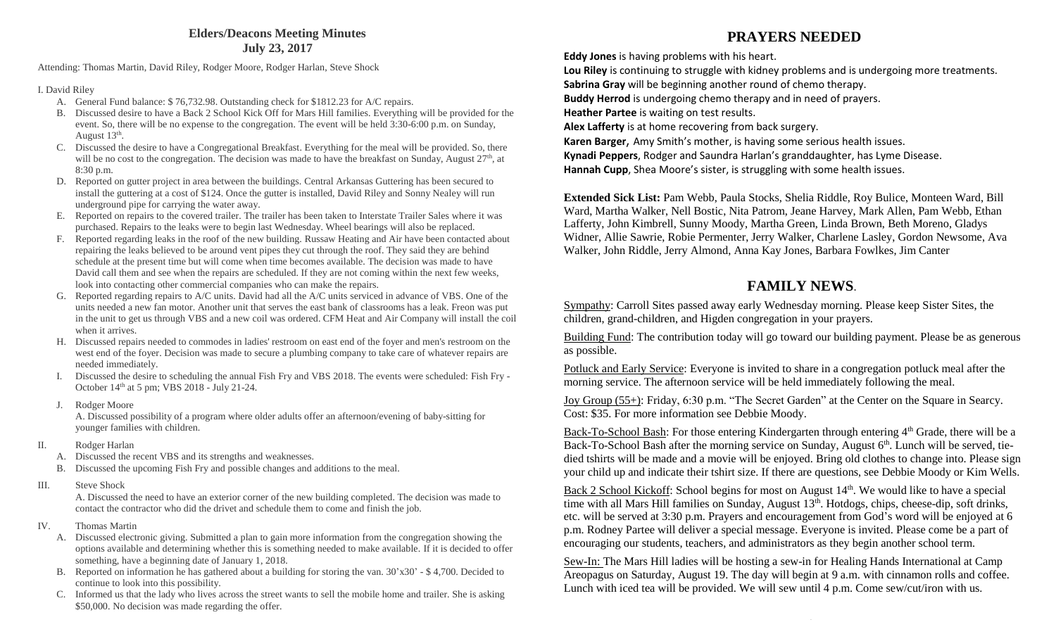## Elders/Deacons Meeting Minutes
### July 23, 2017

Attending: Thomas Martin, David Riley, Rodger Moore, Rodger Harlan, Steve Shock

I. David Riley

A. General Fund balance: $ 76,732.98. Outstanding check for $1812.23 for A/C repairs.

B. Discussed desire to have a Back 2 School Kick Off for Mars Hill families. Everything will be provided for the event. So, there will be no expense to the congregation. The event will be held 3:30-6:00 p.m. on Sunday, August 13th.

C. Discussed the desire to have a Congregational Breakfast. Everything for the meal will be provided. So, there will be no cost to the congregation. The decision was made to have the breakfast on Sunday, August 27th, at 8:30 p.m.

D. Reported on gutter project in area between the buildings. Central Arkansas Guttering has been secured to install the guttering at a cost of $124. Once the gutter is installed, David Riley and Sonny Nealey will run underground pipe for carrying the water away.

E. Reported on repairs to the covered trailer. The trailer has been taken to Interstate Trailer Sales where it was purchased. Repairs to the leaks were to begin last Wednesday. Wheel bearings will also be replaced.

F. Reported regarding leaks in the roof of the new building. Russaw Heating and Air have been contacted about repairing the leaks believed to be around vent pipes they cut through the roof. They said they are behind schedule at the present time but will come when time becomes available. The decision was made to have David call them and see when the repairs are scheduled. If they are not coming within the next few weeks, look into contacting other commercial companies who can make the repairs.

G. Reported regarding repairs to A/C units. David had all the A/C units serviced in advance of VBS. One of the units needed a new fan motor. Another unit that serves the east bank of classrooms has a leak. Freon was put in the unit to get us through VBS and a new coil was ordered. CFM Heat and Air Company will install the coil when it arrives.

H. Discussed repairs needed to commodes in ladies' restroom on east end of the foyer and men's restroom on the west end of the foyer. Decision was made to secure a plumbing company to take care of whatever repairs are needed immediately.

I. Discussed the desire to scheduling the annual Fish Fry and VBS 2018. The events were scheduled: Fish Fry - October 14th at 5 pm; VBS 2018 - July 21-24.

J. Rodger Moore

A. Discussed possibility of a program where older adults offer an afternoon/evening of baby-sitting for younger families with children.

II. Rodger Harlan

A. Discussed the recent VBS and its strengths and weaknesses.

B. Discussed the upcoming Fish Fry and possible changes and additions to the meal.

III. Steve Shock

A. Discussed the need to have an exterior corner of the new building completed. The decision was made to contact the contractor who did the drivet and schedule them to come and finish the job.

IV. Thomas Martin

A. Discussed electronic giving. Submitted a plan to gain more information from the congregation showing the options available and determining whether this is something needed to make available. If it is decided to offer something, have a beginning date of January 1, 2018.

B. Reported on information he has gathered about a building for storing the van. 30'x30' - $ 4,700. Decided to continue to look into this possibility.

C. Informed us that the lady who lives across the street wants to sell the mobile home and trailer. She is asking $50,000. No decision was made regarding the offer.

## PRAYERS NEEDED

**Eddy Jones** is having problems with his heart.
**Lou Riley** is continuing to struggle with kidney problems and is undergoing more treatments.
**Sabrina Gray** will be beginning another round of chemo therapy.
**Buddy Herrod** is undergoing chemo therapy and in need of prayers.
**Heather Partee** is waiting on test results.
**Alex Lafferty** is at home recovering from back surgery.
**Karen Barger,** Amy Smith's mother, is having some serious health issues.
**Kynadi Peppers**, Rodger and Saundra Harlan's granddaughter, has Lyme Disease.
**Hannah Cupp**, Shea Moore's sister, is struggling with some health issues.

**Extended Sick List:** Pam Webb, Paula Stocks, Shelia Riddle, Roy Bulice, Monteen Ward, Bill Ward, Martha Walker, Nell Bostic, Nita Patrom, Jeane Harvey, Mark Allen, Pam Webb, Ethan Lafferty, John Kimbrell, Sunny Moody, Martha Green, Linda Brown, Beth Moreno, Gladys Widner, Allie Sawrie, Robie Permenter, Jerry Walker, Charlene Lasley, Gordon Newsome, Ava Walker, John Riddle, Jerry Almond, Anna Kay Jones, Barbara Fowlkes, Jim Canter

## FAMILY NEWS.

Sympathy: Carroll Sites passed away early Wednesday morning. Please keep Sister Sites, the children, grand-children, and Higden congregation in your prayers.

Building Fund: The contribution today will go toward our building payment. Please be as generous as possible.

Potluck and Early Service: Everyone is invited to share in a congregation potluck meal after the morning service. The afternoon service will be held immediately following the meal.

Joy Group (55+): Friday, 6:30 p.m. "The Secret Garden" at the Center on the Square in Searcy. Cost: $35. For more information see Debbie Moody.

Back-To-School Bash: For those entering Kindergarten through entering 4th Grade, there will be a Back-To-School Bash after the morning service on Sunday, August 6th. Lunch will be served, tie-died tshirts will be made and a movie will be enjoyed. Bring old clothes to change into. Please sign your child up and indicate their tshirt size. If there are questions, see Debbie Moody or Kim Wells.

Back 2 School Kickoff: School begins for most on August 14th. We would like to have a special time with all Mars Hill families on Sunday, August 13th. Hotdogs, chips, cheese-dip, soft drinks, etc. will be served at 3:30 p.m. Prayers and encouragement from God's word will be enjoyed at 6 p.m. Rodney Partee will deliver a special message. Everyone is invited. Please come be a part of encouraging our students, teachers, and administrators as they begin another school term.

Sew-In: The Mars Hill ladies will be hosting a sew-in for Healing Hands International at Camp Areopagus on Saturday, August 19. The day will begin at 9 a.m. with cinnamon rolls and coffee. Lunch with iced tea will be provided. We will sew until 4 p.m. Come sew/cut/iron with us.